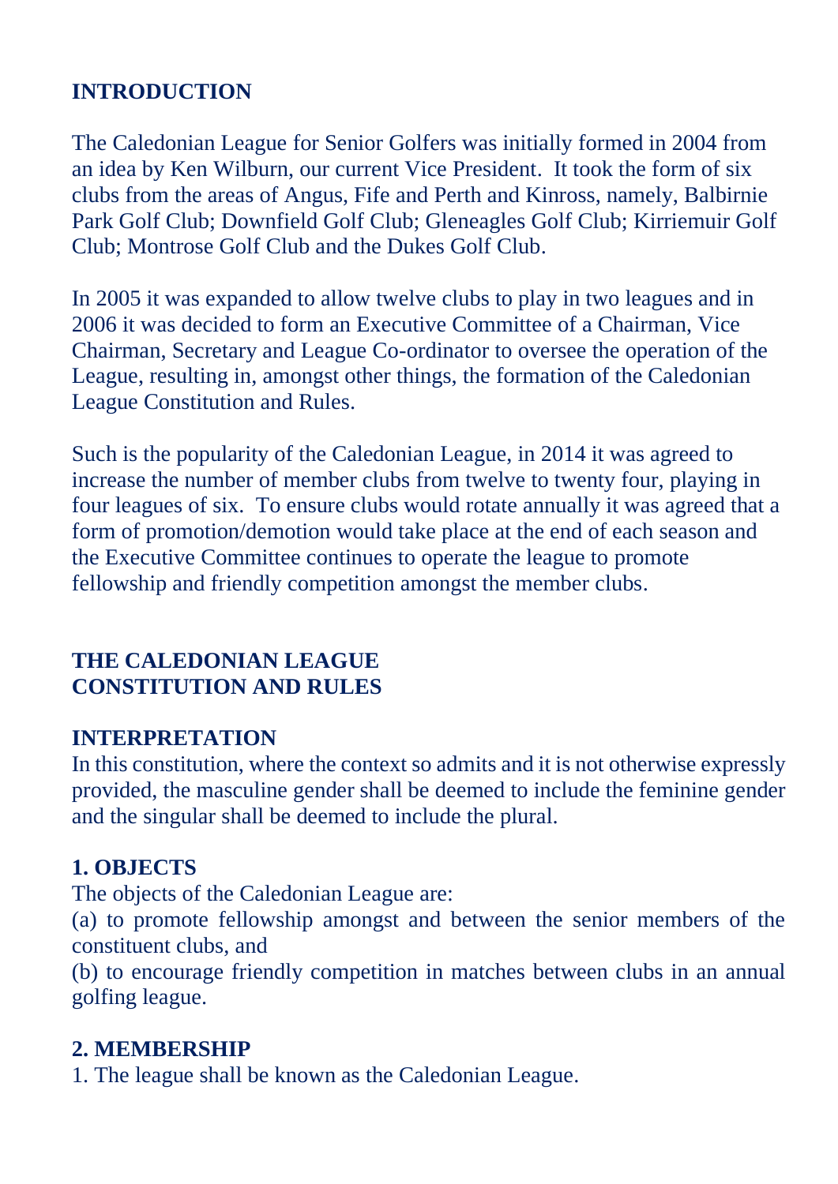## INTRODUCTION

The Caledonian League for Senior Golfers was initially formed in 2004 from an idea by Ken Wilburn, our current Vice President. It took the form of six clubs from the areas of Angus, Fife and Perth and Kinross, namely, Balbirnie Park Golf Club; Downfield Golf Club; Gleneagles Golf Club; Kirriemuir Golf Club; Montrose Golf Club and the Dukes Golf Club.

In 2005 it was expanded to allow twelve clubs to play in two leagues and in 2006 it was decided to form an Executive Committee of a Chairman, Vice Chairman, Secretary and League Co-ordinator to oversee the operation of the League, resulting in, amongst other things, the formation of the Caledonian League Constitution and Rules.

Such is the popularity of the Caledonian League, in 2014 it was agreed to increase the number of member clubs from twelve to twenty four, playing in four leagues of six. To ensure clubs would rotate annually it was agreed that a form of promotion/demotion would take place at the end of each season and the Executive Committee continues to operate the league to promote fellowship and friendly competition amongst the member clubs.

## THE CALEDONIAN LEAGUE CONSTITUTION AND RULES

### INTERPRETATION

In this constitution, where the context so admits and it is not otherwise expressly provided, the masculine gender shall be deemed to include the feminine gender and the singular shall be deemed to include the plural.

### 1. OBJECTS

The objects of the Caledonian League are:

(a) to promote fellowship amongst and between the senior members of the constituent clubs, and

(b) to encourage friendly competition in matches between clubs in an annual golfing league.

### 2. MEMBERSHIP

1. The league shall be known as the Caledonian League.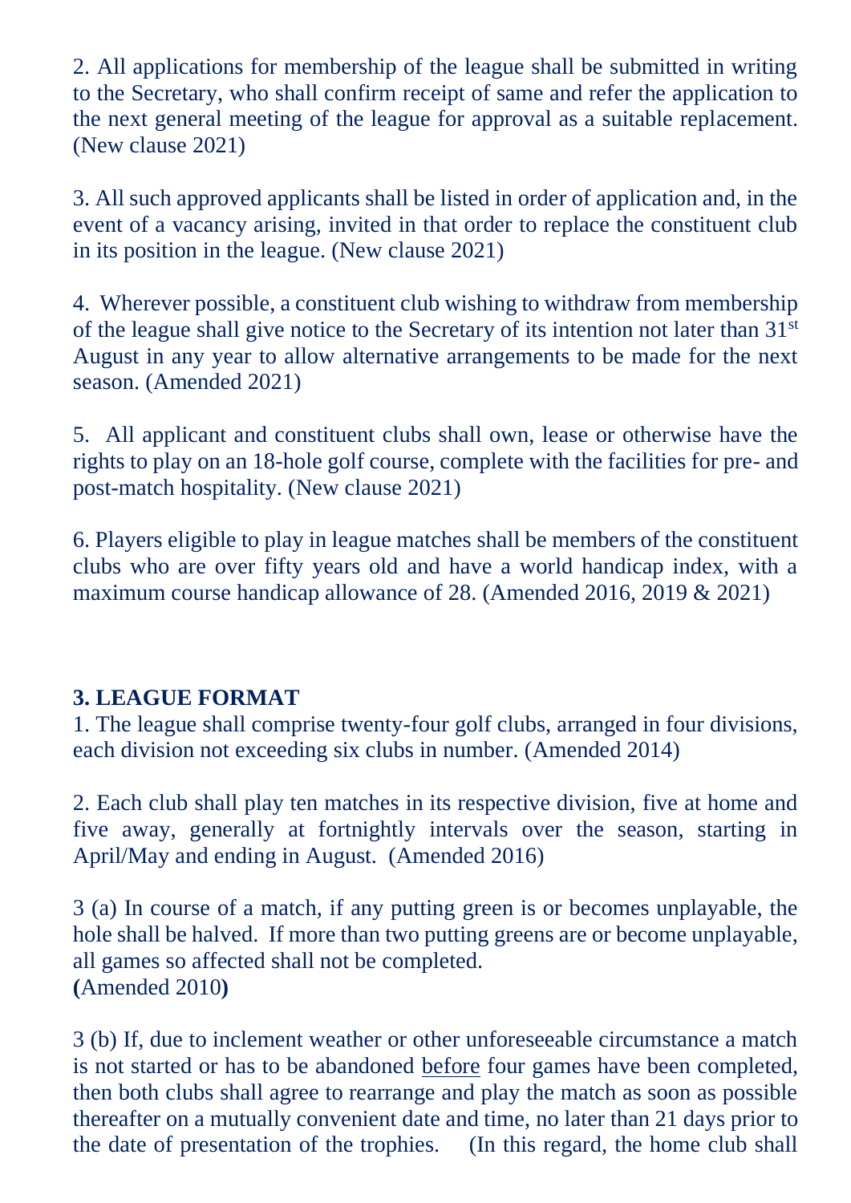2. All applications for membership of the league shall be submitted in writing to the Secretary, who shall confirm receipt of same and refer the application to the next general meeting of the league for approval as a suitable replacement. (New clause 2021)

3. All such approved applicants shall be listed in order of application and, in the event of a vacancy arising, invited in that order to replace the constituent club in its position in the league. (New clause 2021)

4. Wherever possible, a constituent club wishing to withdraw from membership of the league shall give notice to the Secretary of its intention not later than 31st August in any year to allow alternative arrangements to be made for the next season. (Amended 2021)

5. All applicant and constituent clubs shall own, lease or otherwise have the rights to play on an 18-hole golf course, complete with the facilities for pre- and post-match hospitality. (New clause 2021)

6. Players eligible to play in league matches shall be members of the constituent clubs who are over fifty years old and have a world handicap index, with a maximum course handicap allowance of 28. (Amended 2016, 2019 & 2021)

**3. LEAGUE FORMAT**

1. The league shall comprise twenty-four golf clubs, arranged in four divisions, each division not exceeding six clubs in number. (Amended 2014)

2. Each club shall play ten matches in its respective division, five at home and five away, generally at fortnightly intervals over the season, starting in April/May and ending in August. (Amended 2016)

3 (a) In course of a match, if any putting green is or becomes unplayable, the hole shall be halved. If more than two putting greens are or become unplayable, all games so affected shall not be completed.
**(**Amended 2010**)**

3 (b) If, due to inclement weather or other unforeseeable circumstance a match is not started or has to be abandoned <u>before</u> four games have been completed, then both clubs shall agree to rearrange and play the match as soon as possible thereafter on a mutually convenient date and time, no later than 21 days prior to the date of presentation of the trophies. (In this regard, the home club shall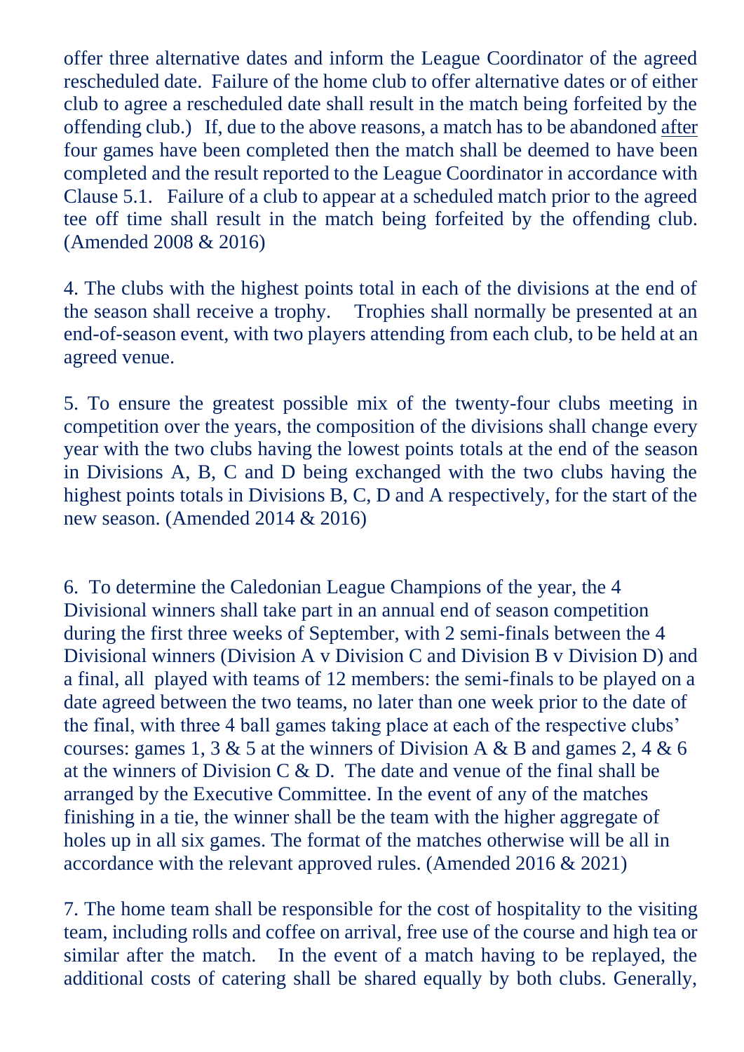offer three alternative dates and inform the League Coordinator of the agreed rescheduled date. Failure of the home club to offer alternative dates or of either club to agree a rescheduled date shall result in the match being forfeited by the offending club.) If, due to the above reasons, a match has to be abandoned <u>after</u> four games have been completed then the match shall be deemed to have been completed and the result reported to the League Coordinator in accordance with Clause 5.1. Failure of a club to appear at a scheduled match prior to the agreed tee off time shall result in the match being forfeited by the offending club. (Amended 2008 & 2016)

4. The clubs with the highest points total in each of the divisions at the end of the season shall receive a trophy. Trophies shall normally be presented at an end-of-season event, with two players attending from each club, to be held at an agreed venue.

5. To ensure the greatest possible mix of the twenty-four clubs meeting in competition over the years, the composition of the divisions shall change every year with the two clubs having the lowest points totals at the end of the season in Divisions A, B, C and D being exchanged with the two clubs having the highest points totals in Divisions B, C, D and A respectively, for the start of the new season. (Amended 2014 & 2016)

6. To determine the Caledonian League Champions of the year, the 4 Divisional winners shall take part in an annual end of season competition during the first three weeks of September, with 2 semi-finals between the 4 Divisional winners (Division A v Division C and Division B v Division D) and a final, all played with teams of 12 members: the semi-finals to be played on a date agreed between the two teams, no later than one week prior to the date of the final, with three 4 ball games taking place at each of the respective clubs' courses: games 1, 3 & 5 at the winners of Division A & B and games 2, 4 & 6 at the winners of Division C & D. The date and venue of the final shall be arranged by the Executive Committee. In the event of any of the matches finishing in a tie, the winner shall be the team with the higher aggregate of holes up in all six games. The format of the matches otherwise will be all in accordance with the relevant approved rules. (Amended 2016 & 2021)

7. The home team shall be responsible for the cost of hospitality to the visiting team, including rolls and coffee on arrival, free use of the course and high tea or similar after the match. In the event of a match having to be replayed, the additional costs of catering shall be shared equally by both clubs. Generally,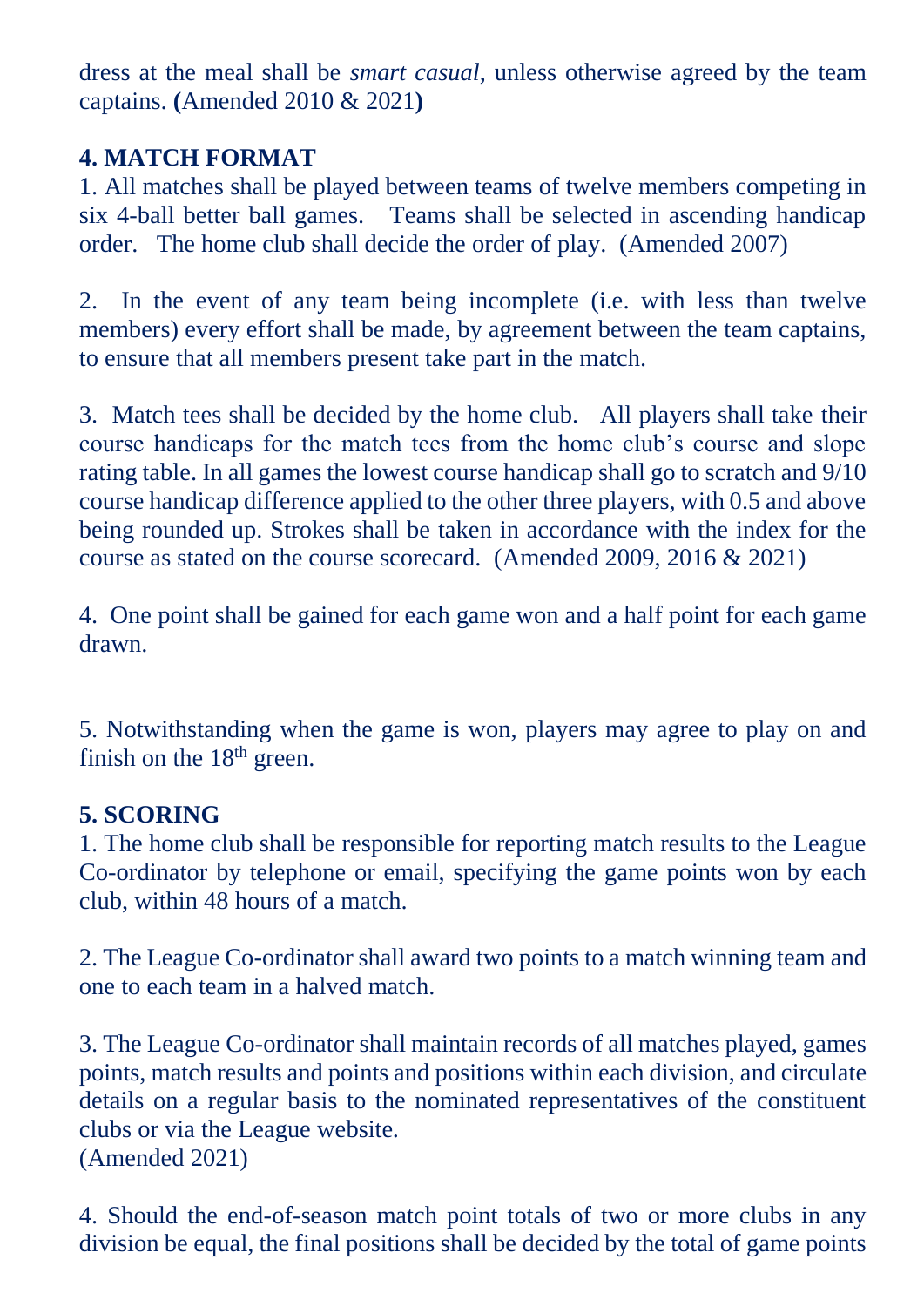dress at the meal shall be *smart casual*, unless otherwise agreed by the team captains. **(**Amended 2010 & 2021**)**

## 4. MATCH FORMAT

1. All matches shall be played between teams of twelve members competing in six 4-ball better ball games. Teams shall be selected in ascending handicap order. The home club shall decide the order of play. (Amended 2007)

2. In the event of any team being incomplete (i.e. with less than twelve members) every effort shall be made, by agreement between the team captains, to ensure that all members present take part in the match.

3. Match tees shall be decided by the home club. All players shall take their course handicaps for the match tees from the home club's course and slope rating table. In all games the lowest course handicap shall go to scratch and 9/10 course handicap difference applied to the other three players, with 0.5 and above being rounded up. Strokes shall be taken in accordance with the index for the course as stated on the course scorecard. (Amended 2009, 2016 & 2021)

4. One point shall be gained for each game won and a half point for each game drawn.

5. Notwithstanding when the game is won, players may agree to play on and finish on the 18th green.

## 5. SCORING

1. The home club shall be responsible for reporting match results to the League Co-ordinator by telephone or email, specifying the game points won by each club, within 48 hours of a match.

2. The League Co-ordinator shall award two points to a match winning team and one to each team in a halved match.

3. The League Co-ordinator shall maintain records of all matches played, games points, match results and points and positions within each division, and circulate details on a regular basis to the nominated representatives of the constituent clubs or via the League website.
(Amended 2021)

4. Should the end-of-season match point totals of two or more clubs in any division be equal, the final positions shall be decided by the total of game points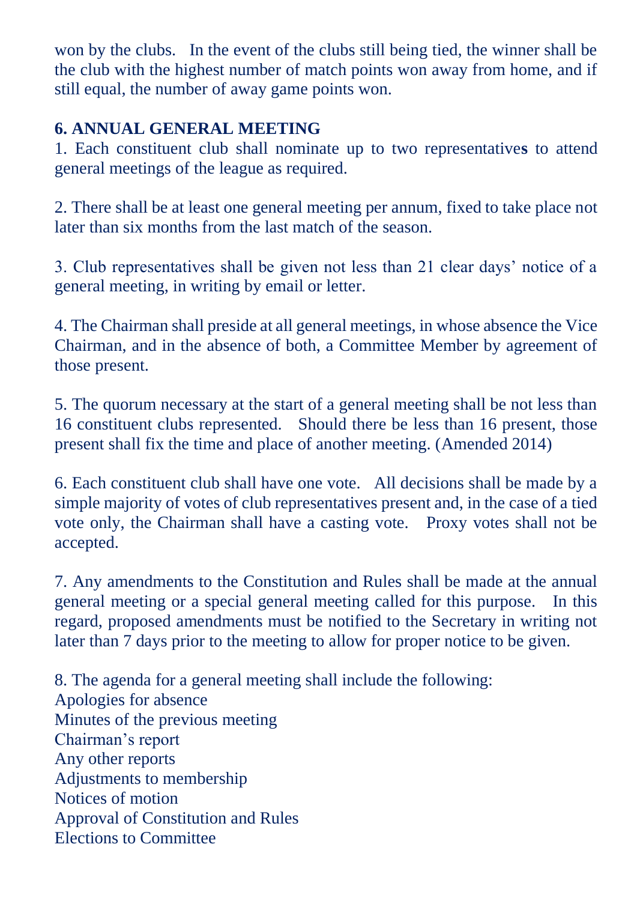won by the clubs. In the event of the clubs still being tied, the winner shall be the club with the highest number of match points won away from home, and if still equal, the number of away game points won.

**6. ANNUAL GENERAL MEETING**

1. Each constituent club shall nominate up to two representatives to attend general meetings of the league as required.

2. There shall be at least one general meeting per annum, fixed to take place not later than six months from the last match of the season.

3. Club representatives shall be given not less than 21 clear days' notice of a general meeting, in writing by email or letter.

4. The Chairman shall preside at all general meetings, in whose absence the Vice Chairman, and in the absence of both, a Committee Member by agreement of those present.

5. The quorum necessary at the start of a general meeting shall be not less than 16 constituent clubs represented. Should there be less than 16 present, those present shall fix the time and place of another meeting. (Amended 2014)

6. Each constituent club shall have one vote. All decisions shall be made by a simple majority of votes of club representatives present and, in the case of a tied vote only, the Chairman shall have a casting vote. Proxy votes shall not be accepted.

7. Any amendments to the Constitution and Rules shall be made at the annual general meeting or a special general meeting called for this purpose. In this regard, proposed amendments must be notified to the Secretary in writing not later than 7 days prior to the meeting to allow for proper notice to be given.

8. The agenda for a general meeting shall include the following:
Apologies for absence
Minutes of the previous meeting
Chairman's report
Any other reports
Adjustments to membership
Notices of motion
Approval of Constitution and Rules
Elections to Committee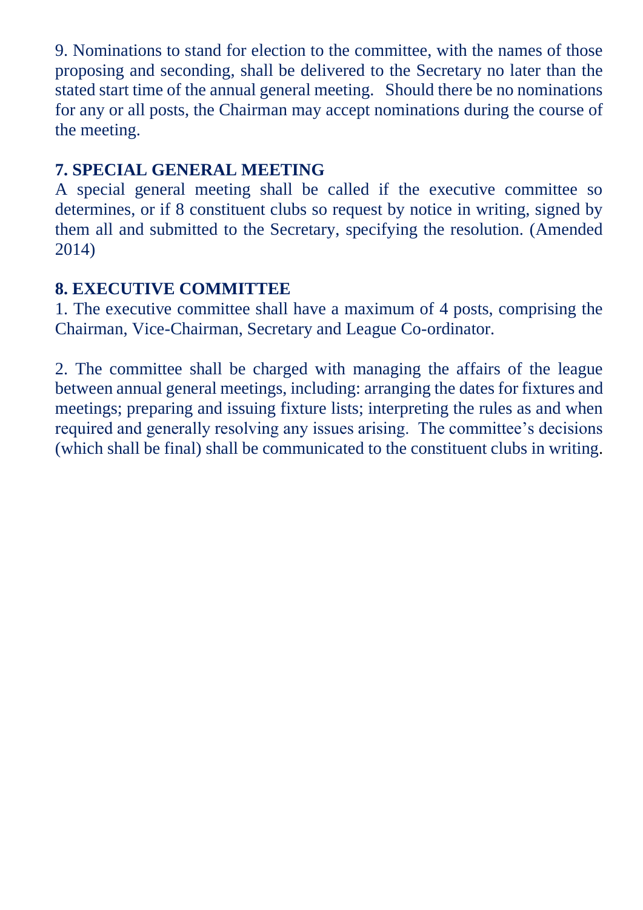9. Nominations to stand for election to the committee, with the names of those proposing and seconding, shall be delivered to the Secretary no later than the stated start time of the annual general meeting. Should there be no nominations for any or all posts, the Chairman may accept nominations during the course of the meeting.

## 7. SPECIAL GENERAL MEETING

A special general meeting shall be called if the executive committee so determines, or if 8 constituent clubs so request by notice in writing, signed by them all and submitted to the Secretary, specifying the resolution. (Amended 2014)

## 8. EXECUTIVE COMMITTEE

1. The executive committee shall have a maximum of 4 posts, comprising the Chairman, Vice-Chairman, Secretary and League Co-ordinator.

2. The committee shall be charged with managing the affairs of the league between annual general meetings, including: arranging the dates for fixtures and meetings; preparing and issuing fixture lists; interpreting the rules as and when required and generally resolving any issues arising. The committee's decisions (which shall be final) shall be communicated to the constituent clubs in writing.